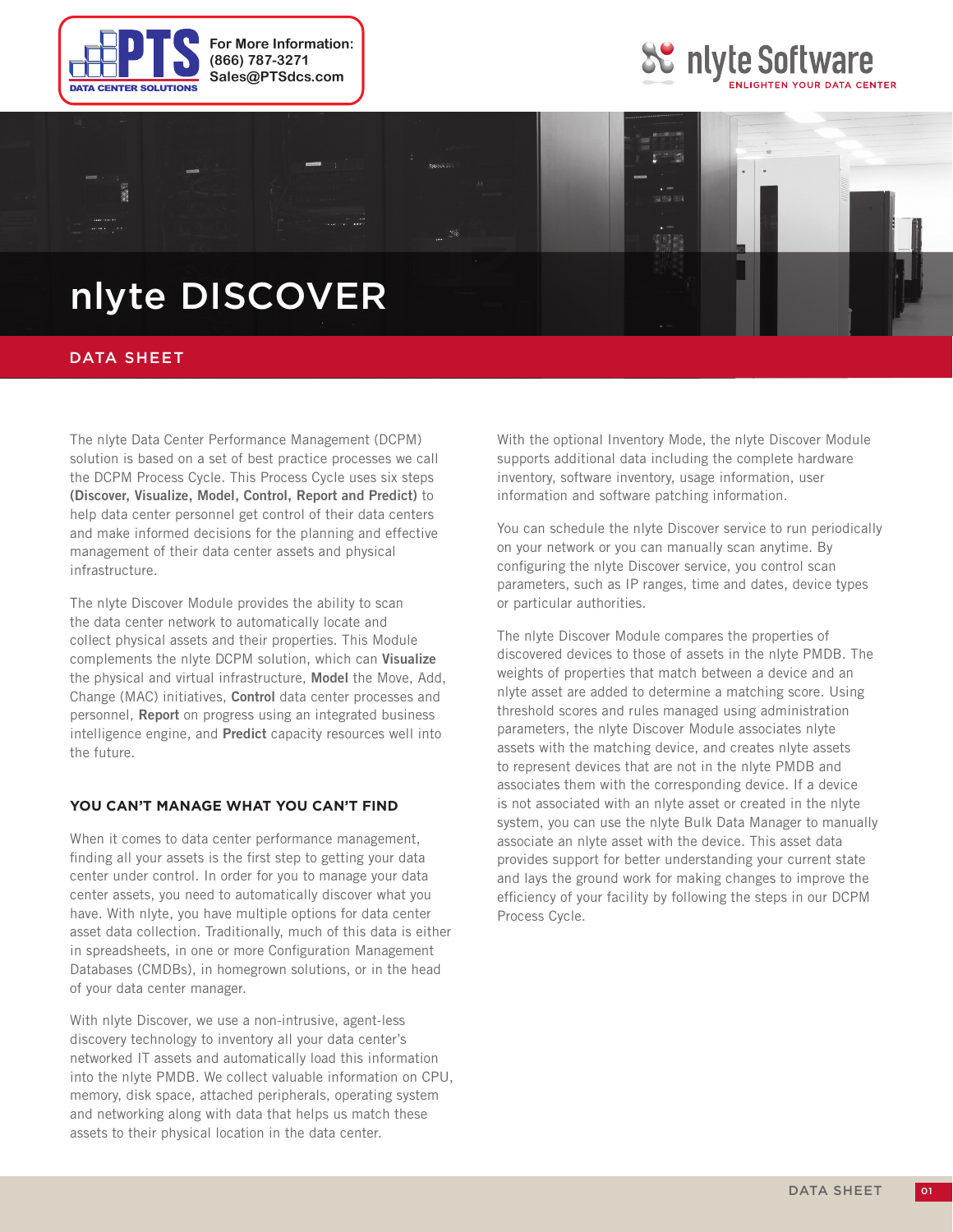For More Information:
(866) 787-3271
Sales@PTSdcs.com

# nlyte DISCOVER

## DATA SHEET

The nlyte Data Center Performance Management (DCPM) solution is based on a set of best practice processes we call the DCPM Process Cycle. This Process Cycle uses six steps **(Discover, Visualize, Model, Control, Report and Predict)** to help data center personnel get control of their data centers and make informed decisions for the planning and effective management of their data center assets and physical infrastructure.

The nlyte Discover Module provides the ability to scan the data center network to automatically locate and collect physical assets and their properties. This Module complements the nlyte DCPM solution, which can **Visualize** the physical and virtual infrastructure, **Model** the Move, Add, Change (MAC) initiatives, **Control** data center processes and personnel, **Report** on progress using an integrated business intelligence engine, and **Predict** capacity resources well into the future.

### YOU CAN'T MANAGE WHAT YOU CAN'T FIND

When it comes to data center performance management, finding all your assets is the first step to getting your data center under control. In order for you to manage your data center assets, you need to automatically discover what you have. With nlyte, you have multiple options for data center asset data collection. Traditionally, much of this data is either in spreadsheets, in one or more Configuration Management Databases (CMDBs), in homegrown solutions, or in the head of your data center manager.

With nlyte Discover, we use a non-intrusive, agent-less discovery technology to inventory all your data center's networked IT assets and automatically load this information into the nlyte PMDB. We collect valuable information on CPU, memory, disk space, attached peripherals, operating system and networking along with data that helps us match these assets to their physical location in the data center.

With the optional Inventory Mode, the nlyte Discover Module supports additional data including the complete hardware inventory, software inventory, usage information, user information and software patching information.

You can schedule the nlyte Discover service to run periodically on your network or you can manually scan anytime. By configuring the nlyte Discover service, you control scan parameters, such as IP ranges, time and dates, device types or particular authorities.

The nlyte Discover Module compares the properties of discovered devices to those of assets in the nlyte PMDB. The weights of properties that match between a device and an nlyte asset are added to determine a matching score. Using threshold scores and rules managed using administration parameters, the nlyte Discover Module associates nlyte assets with the matching device, and creates nlyte assets to represent devices that are not in the nlyte PMDB and associates them with the corresponding device. If a device is not associated with an nlyte asset or created in the nlyte system, you can use the nlyte Bulk Data Manager to manually associate an nlyte asset with the device. This asset data provides support for better understanding your current state and lays the ground work for making changes to improve the efficiency of your facility by following the steps in our DCPM Process Cycle.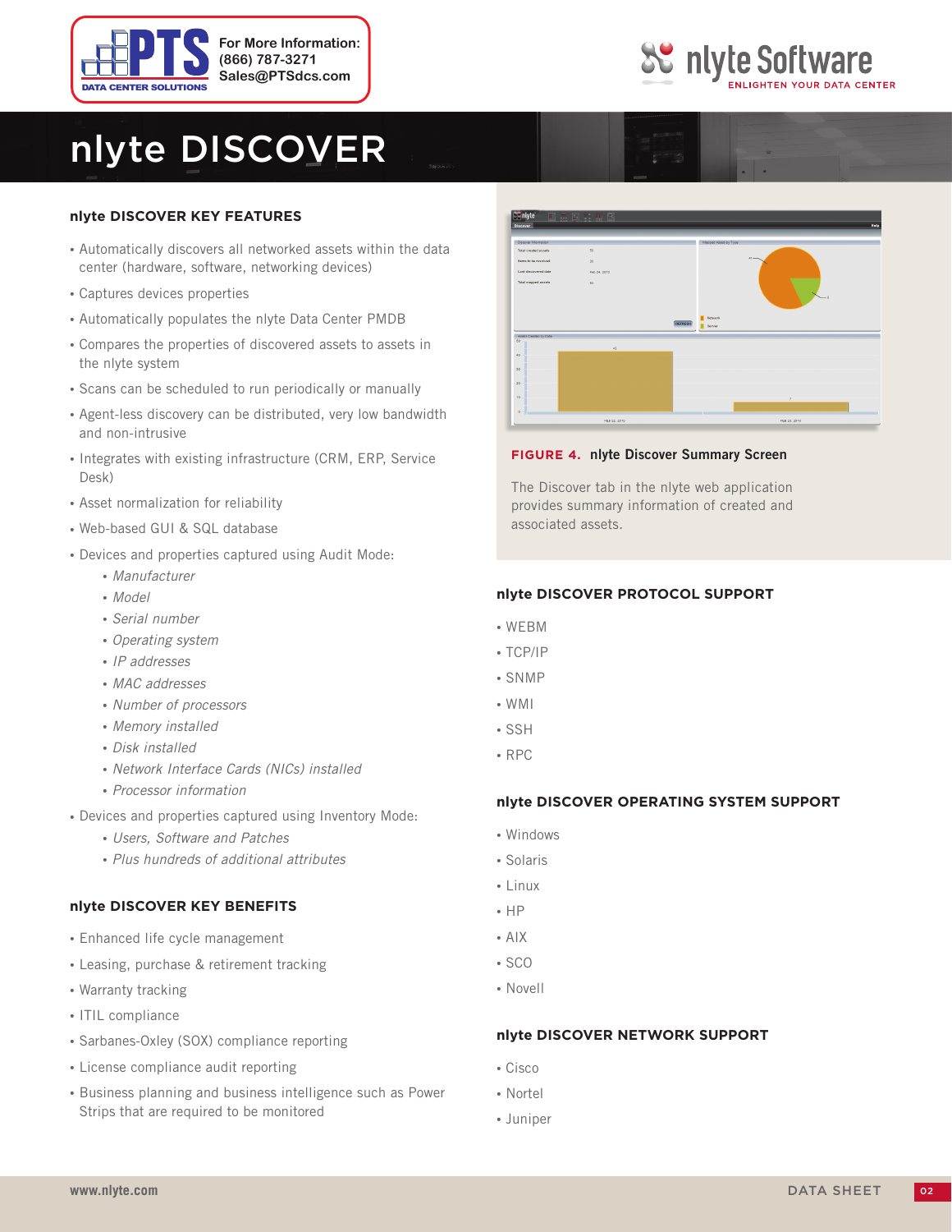For More Information:
(866) 787-3271
Sales@PTSdcs.com

# nlyte DISCOVER

## nlyte DISCOVER KEY FEATURES

- Automatically discovers all networked assets within the data center (hardware, software, networking devices)
- Captures devices properties
- Automatically populates the nlyte Data Center PMDB
- Compares the properties of discovered assets to assets in the nlyte system
- Scans can be scheduled to run periodically or manually
- Agent-less discovery can be distributed, very low bandwidth and non-intrusive
- Integrates with existing infrastructure (CRM, ERP, Service Desk)
- Asset normalization for reliability
- Web-based GUI & SQL database
- Devices and properties captured using Audit Mode:
  - *Manufacturer*
  - *Model*
  - *Serial number*
  - *Operating system*
  - *IP addresses*
  - *MAC addresses*
  - *Number of processors*
  - *Memory installed*
  - *Disk installed*
  - *Network Interface Cards (NICs) installed*
  - *Processor information*
- Devices and properties captured using Inventory Mode:
  - *Users, Software and Patches*
  - *Plus hundreds of additional attributes*

## nlyte DISCOVER KEY BENEFITS

- Enhanced life cycle management
- Leasing, purchase & retirement tracking
- Warranty tracking
- ITIL compliance
- Sarbanes-Oxley (SOX) compliance reporting
- License compliance audit reporting
- Business planning and business intelligence such as Power Strips that are required to be monitored

**FIGURE 4.** **nlyte Discover Summary Screen**

The Discover tab in the nlyte web application provides summary information of created and associated assets.

## nlyte DISCOVER PROTOCOL SUPPORT

- WEBM
- TCP/IP
- SNMP
- WMI
- SSH
- RPC

## nlyte DISCOVER OPERATING SYSTEM SUPPORT

- Windows
- Solaris
- Linux
- HP
- AIX
- SCO
- Novell

## nlyte DISCOVER NETWORK SUPPORT

- Cisco
- Nortel
- Juniper

www.nlyte.com

DATA SHEET